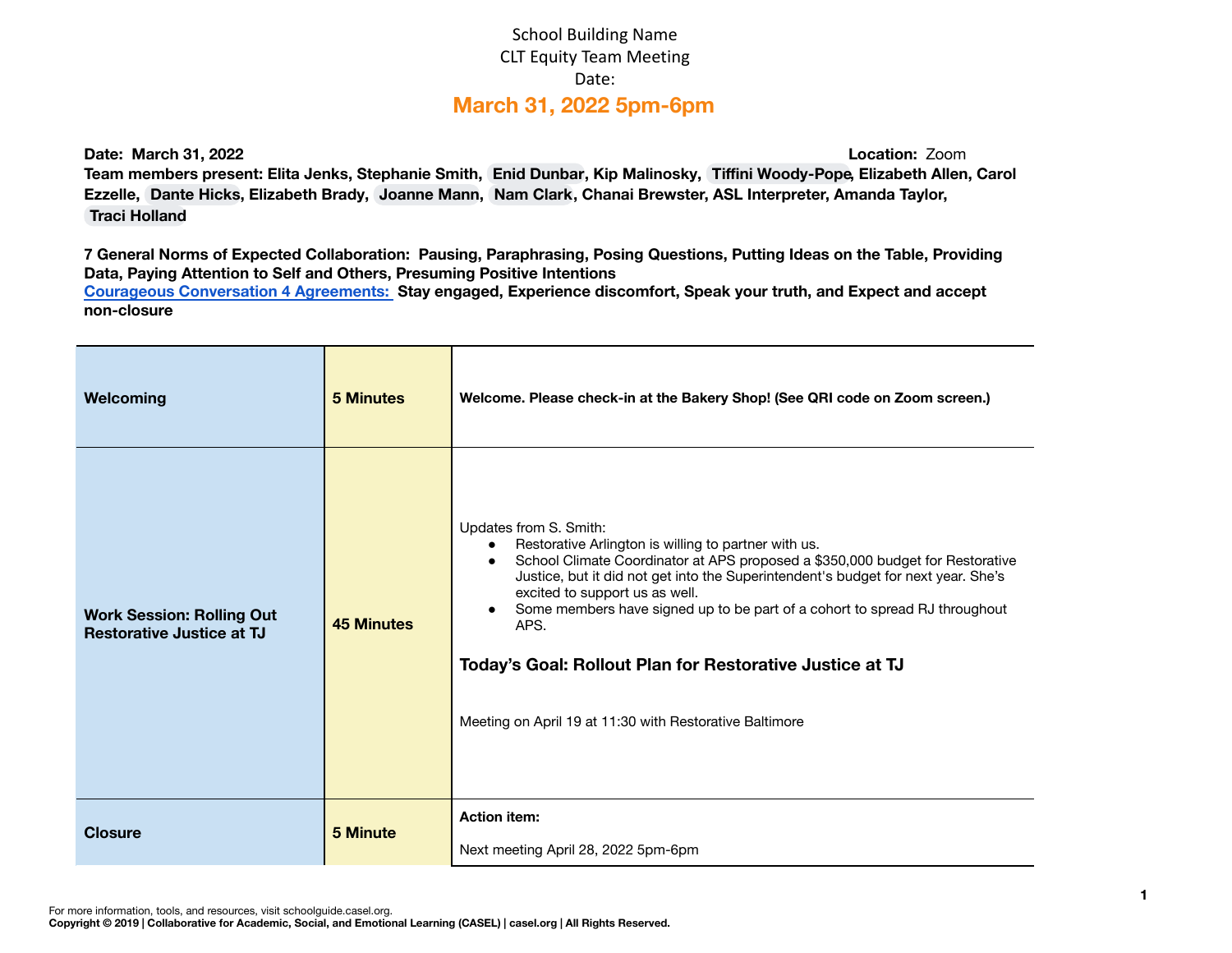School Building Name
CLT Equity Team Meeting
Date:

## March 31, 2022 5pm-6pm

**Date: March 31, 2022** **Location:** Zoom

**Team members present: Elita Jenks, Stephanie Smith, Enid Dunbar, Kip Malinosky, Tiffini Woody-Pope, Elizabeth Allen, Carol Ezzelle, Dante Hicks, Elizabeth Brady, Joanne Mann, Nam Clark, Chanai Brewster, ASL Interpreter, Amanda Taylor, Traci Holland**

**7 General Norms of Expected Collaboration: Pausing, Paraphrasing, Posing Questions, Putting Ideas on the Table, Providing Data, Paying Attention to Self and Others, Presuming Positive Intentions**
**Courageous Conversation 4 Agreements: Stay engaged, Experience discomfort, Speak your truth, and Expect and accept non-closure**

| | | |
|---|---|---|
| **Welcoming** | **5 Minutes** | **Welcome. Please check-in at the Bakery Shop! (See QRI code on Zoom screen.)** |
| **Work Session: Rolling Out Restorative Justice at TJ** | **45 Minutes** | Updates from S. Smith:<br>● Restorative Arlington is willing to partner with us.<br>● School Climate Coordinator at APS proposed a $350,000 budget for Restorative Justice, but it did not get into the Superintendent's budget for next year. She's excited to support us as well.<br>● Some members have signed up to be part of a cohort to spread RJ throughout APS.<br><br>**Today's Goal: Rollout Plan for Restorative Justice at TJ**<br><br>Meeting on April 19 at 11:30 with Restorative Baltimore |
| **Closure** | **5 Minute** | **Action item:**<br><br>Next meeting April 28, 2022 5pm-6pm |

For more information, tools, and resources, visit schoolguide.casel.org.
**Copyright © 2019 | Collaborative for Academic, Social, and Emotional Learning (CASEL) | casel.org | All Rights Reserved.**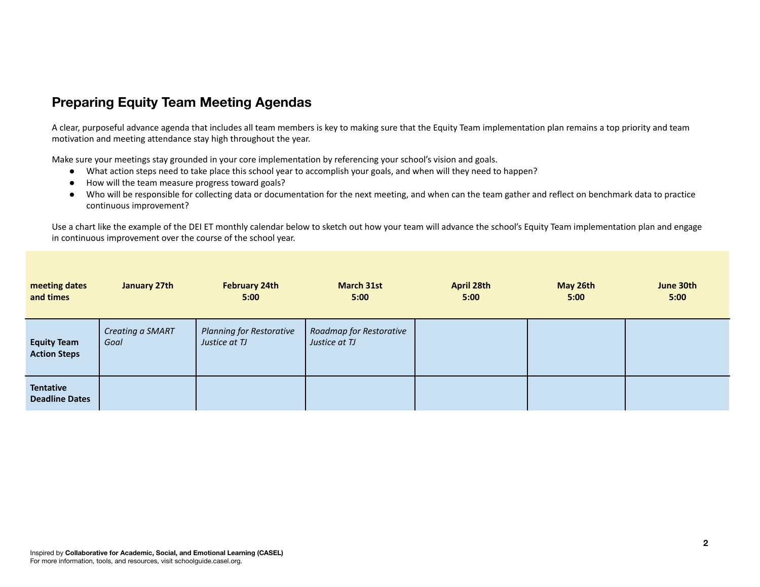## Preparing Equity Team Meeting Agendas

A clear, purposeful advance agenda that includes all team members is key to making sure that the Equity Team implementation plan remains a top priority and team motivation and meeting attendance stay high throughout the year.

Make sure your meetings stay grounded in your core implementation by referencing your school's vision and goals.

- What action steps need to take place this school year to accomplish your goals, and when will they need to happen?
- How will the team measure progress toward goals?
- Who will be responsible for collecting data or documentation for the next meeting, and when can the team gather and reflect on benchmark data to practice continuous improvement?

Use a chart like the example of the DEI ET monthly calendar below to sketch out how your team will advance the school's Equity Team implementation plan and engage in continuous improvement over the course of the school year.

| **meeting dates and times** | **January 27th** | **February 24th 5:00** | **March 31st 5:00** | **April 28th 5:00** | **May 26th 5:00** | **June 30th 5:00** |
|---|---|---|---|---|---|---|
| **Equity Team Action Steps** | *Creating a SMART Goal* | *Planning for Restorative Justice at TJ* | *Roadmap for Restorative Justice at TJ* | | | |
| **Tentative Deadline Dates** | | | | | | |

Inspired by **Collaborative for Academic, Social, and Emotional Learning (CASEL)**
For more information, tools, and resources, visit schoolguide.casel.org.